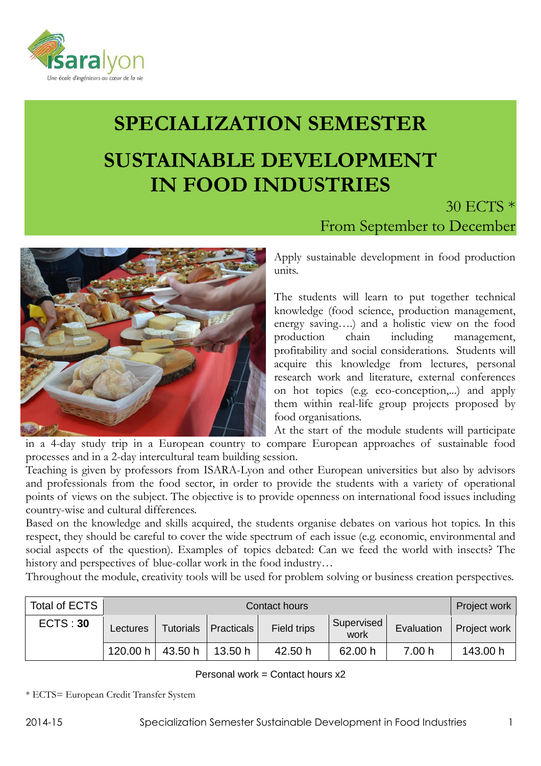# SPECIALIZATION SEMESTER

# SUSTAINABLE DEVELOPMENT IN FOOD INDUSTRIES

30 ECTS *

From September to December

Apply sustainable development in food production units.

The students will learn to put together technical knowledge (food science, production management, energy saving….) and a holistic view on the food production chain including management, profitability and social considerations. Students will acquire this knowledge from lectures, personal research work and literature, external conferences on hot topics (e.g. eco-conception,...) and apply them within real-life group projects proposed by food organisations.

At the start of the module students will participate in a 4-day study trip in a European country to compare European approaches of sustainable food processes and in a 2-day intercultural team building session.

Teaching is given by professors from ISARA-Lyon and other European universities but also by advisors and professionals from the food sector, in order to provide the students with a variety of operational points of views on the subject. The objective is to provide openness on international food issues including country-wise and cultural differences.

Based on the knowledge and skills acquired, the students organise debates on various hot topics. In this respect, they should be careful to cover the wide spectrum of each issue (e.g. economic, environmental and social aspects of the question). Examples of topics debated: Can we feed the world with insects? The history and perspectives of blue-collar work in the food industry…

Throughout the module, creativity tools will be used for problem solving or business creation perspectives.

| Total of ECTS | Contact hours | | | | | | Project work |
|---|---|---|---|---|---|---|---|
| ECTS : **30** | Lectures | Tutorials | Practicals | Field trips | Supervised work | Evaluation | Project work |
| | 120.00 h | 43.50 h | 13.50 h | 42.50 h | 62.00 h | 7.00 h | 143.00 h |

Personal work = Contact hours x2

* ECTS= European Credit Transfer System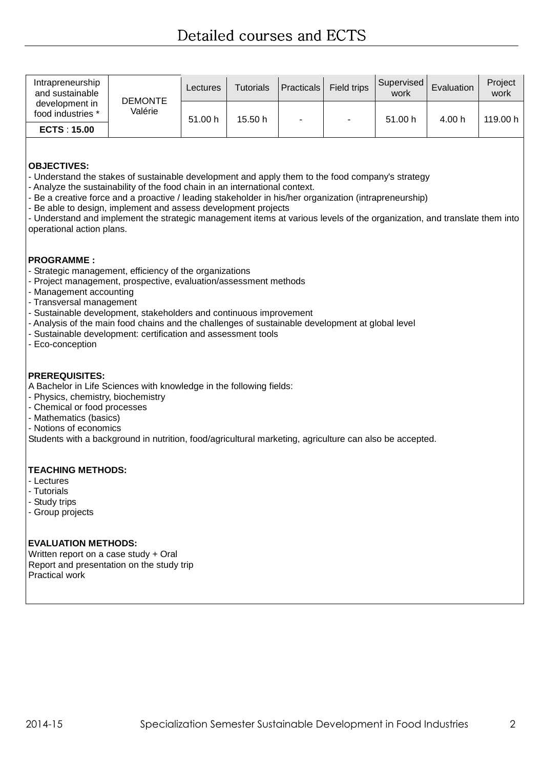# Detailed courses and ECTS

| Intrapreneurship and sustainable development in food industries * | DEMONTE Valérie | Lectures | Tutorials | Practicals | Field trips | Supervised work | Evaluation | Project work |
|---|---|---|---|---|---|---|---|---|
| **ECTS** : **15.00** | | 51.00 h | 15.50 h | - | - | 51.00 h | 4.00 h | 119.00 h |

**OBJECTIVES:**
- Understand the stakes of sustainable development and apply them to the food company's strategy
- Analyze the sustainability of the food chain in an international context.
- Be a creative force and a proactive / leading stakeholder in his/her organization (intrapreneurship)
- Be able to design, implement and assess development projects
- Understand and implement the strategic management items at various levels of the organization, and translate them into operational action plans.

**PROGRAMME :**
- Strategic management, efficiency of the organizations
- Project management, prospective, evaluation/assessment methods
- Management accounting
- Transversal management
- Sustainable development, stakeholders and continuous improvement
- Analysis of the main food chains and the challenges of sustainable development at global level
- Sustainable development: certification and assessment tools
- Eco-conception

**PREREQUISITES:**
A Bachelor in Life Sciences with knowledge in the following fields:
- Physics, chemistry, biochemistry
- Chemical or food processes
- Mathematics (basics)
- Notions of economics

Students with a background in nutrition, food/agricultural marketing, agriculture can also be accepted.

**TEACHING METHODS:**
- Lectures
- Tutorials
- Study trips
- Group projects

**EVALUATION METHODS:**
Written report on a case study + Oral
Report and presentation on the study trip
Practical work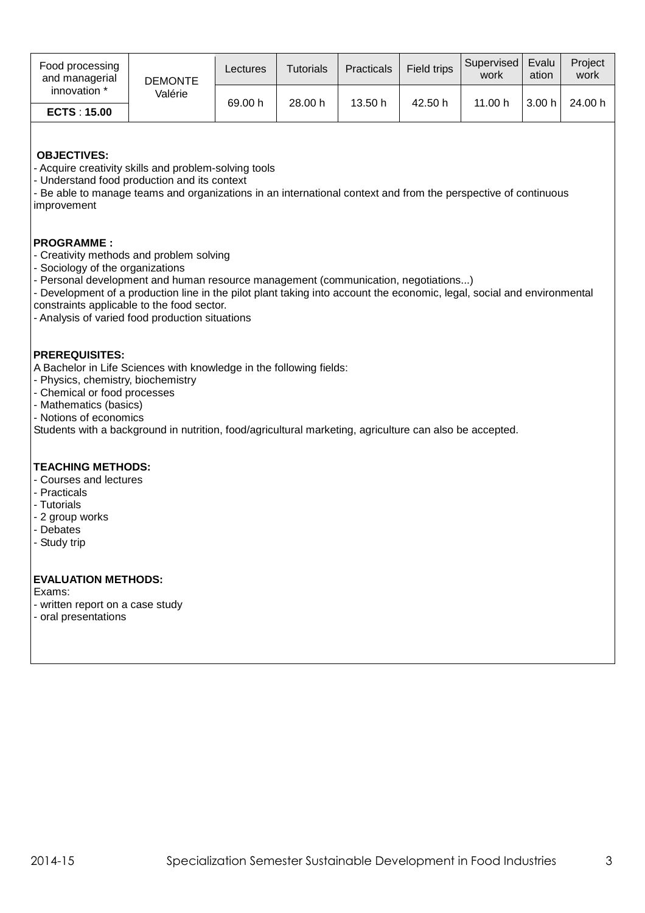| Food processing and managerial innovation * | DEMONTE Valérie | Lectures | Tutorials | Practicals | Field trips | Supervised work | Evaluation | Project work |
|---|---|---|---|---|---|---|---|---|
| **ECTS** : **15.00** | | 69.00 h | 28.00 h | 13.50 h | 42.50 h | 11.00 h | 3.00 h | 24.00 h |

**OBJECTIVES:**

- Acquire creativity skills and problem-solving tools
- Understand food production and its context
- Be able to manage teams and organizations in an international context and from the perspective of continuous improvement

**PROGRAMME :**

- Creativity methods and problem solving
- Sociology of the organizations
- Personal development and human resource management (communication, negotiations...)
- Development of a production line in the pilot plant taking into account the economic, legal, social and environmental constraints applicable to the food sector.
- Analysis of varied food production situations

**PREREQUISITES:**

A Bachelor in Life Sciences with knowledge in the following fields:

- Physics, chemistry, biochemistry
- Chemical or food processes
- Mathematics (basics)
- Notions of economics

Students with a background in nutrition, food/agricultural marketing, agriculture can also be accepted.

**TEACHING METHODS:**

- Courses and lectures
- Practicals
- Tutorials
- 2 group works
- Debates
- Study trip

**EVALUATION METHODS:**

Exams:

- written report on a case study
- oral presentations